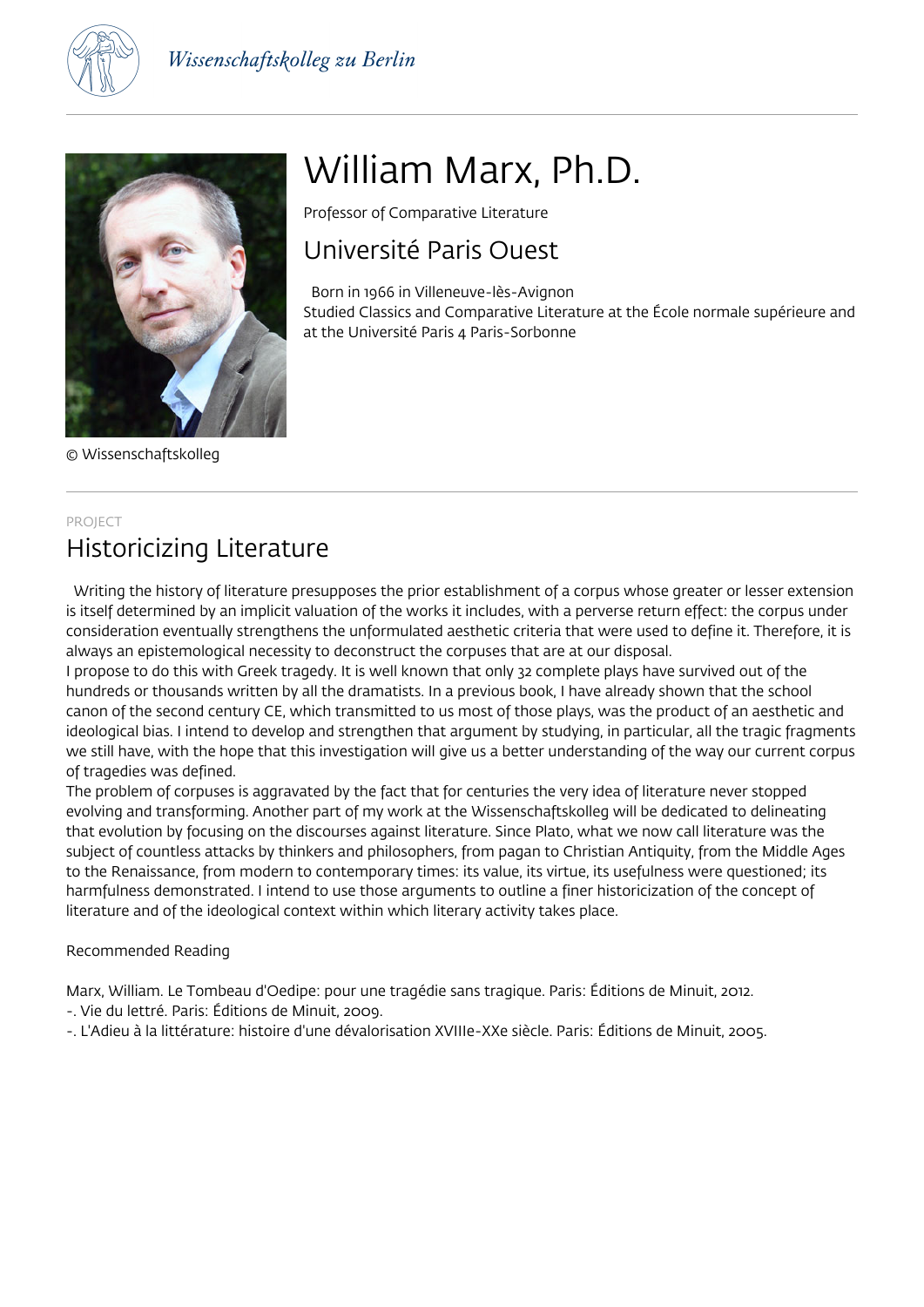Wissenschaftskolleg zu Berlin

# William Marx, Ph.D.

Professor of Comparative Literature

## Université Paris Ouest

Born in 1966 in Villeneuve-lès-Avignon
Studied Classics and Comparative Literature at the École normale supérieure and at the Université Paris 4 Paris-Sorbonne

© Wissenschaftskolleg

PROJECT

## Historicizing Literature

Writing the history of literature presupposes the prior establishment of a corpus whose greater or lesser extension is itself determined by an implicit valuation of the works it includes, with a perverse return effect: the corpus under consideration eventually strengthens the unformulated aesthetic criteria that were used to define it. Therefore, it is always an epistemological necessity to deconstruct the corpuses that are at our disposal.

I propose to do this with Greek tragedy. It is well known that only 32 complete plays have survived out of the hundreds or thousands written by all the dramatists. In a previous book, I have already shown that the school canon of the second century CE, which transmitted to us most of those plays, was the product of an aesthetic and ideological bias. I intend to develop and strengthen that argument by studying, in particular, all the tragic fragments we still have, with the hope that this investigation will give us a better understanding of the way our current corpus of tragedies was defined.

The problem of corpuses is aggravated by the fact that for centuries the very idea of literature never stopped evolving and transforming. Another part of my work at the Wissenschaftskolleg will be dedicated to delineating that evolution by focusing on the discourses against literature. Since Plato, what we now call literature was the subject of countless attacks by thinkers and philosophers, from pagan to Christian Antiquity, from the Middle Ages to the Renaissance, from modern to contemporary times: its value, its virtue, its usefulness were questioned; its harmfulness demonstrated. I intend to use those arguments to outline a finer historicization of the concept of literature and of the ideological context within which literary activity takes place.

Recommended Reading

Marx, William. Le Tombeau d'Oedipe: pour une tragédie sans tragique. Paris: Éditions de Minuit, 2012.
-. Vie du lettré. Paris: Éditions de Minuit, 2009.
-. L'Adieu à la littérature: histoire d'une dévalorisation XVIIIe-XXe siècle. Paris: Éditions de Minuit, 2005.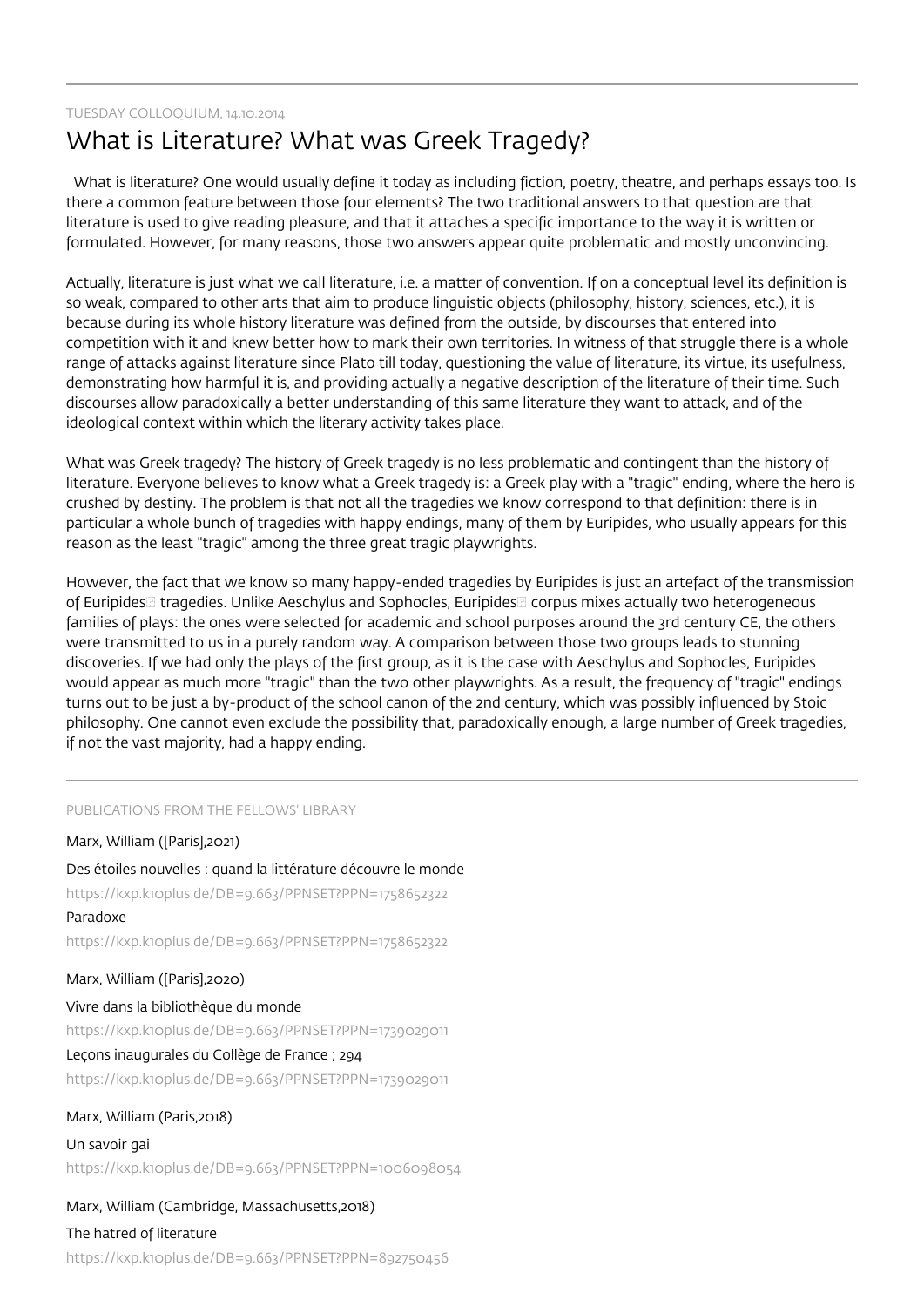TUESDAY COLLOQUIUM, 14.10.2014

# What is Literature? What was Greek Tragedy?

What is literature? One would usually define it today as including fiction, poetry, theatre, and perhaps essays too. Is there a common feature between those four elements? The two traditional answers to that question are that literature is used to give reading pleasure, and that it attaches a specific importance to the way it is written or formulated. However, for many reasons, those two answers appear quite problematic and mostly unconvincing.

Actually, literature is just what we call literature, i.e. a matter of convention. If on a conceptual level its definition is so weak, compared to other arts that aim to produce linguistic objects (philosophy, history, sciences, etc.), it is because during its whole history literature was defined from the outside, by discourses that entered into competition with it and knew better how to mark their own territories. In witness of that struggle there is a whole range of attacks against literature since Plato till today, questioning the value of literature, its virtue, its usefulness, demonstrating how harmful it is, and providing actually a negative description of the literature of their time. Such discourses allow paradoxically a better understanding of this same literature they want to attack, and of the ideological context within which the literary activity takes place.

What was Greek tragedy? The history of Greek tragedy is no less problematic and contingent than the history of literature. Everyone believes to know what a Greek tragedy is: a Greek play with a "tragic" ending, where the hero is crushed by destiny. The problem is that not all the tragedies we know correspond to that definition: there is in particular a whole bunch of tragedies with happy endings, many of them by Euripides, who usually appears for this reason as the least "tragic" among the three great tragic playwrights.

However, the fact that we know so many happy-ended tragedies by Euripides is just an artefact of the transmission of Euripides tragedies. Unlike Aeschylus and Sophocles, Euripides corpus mixes actually two heterogeneous families of plays: the ones were selected for academic and school purposes around the 3rd century CE, the others were transmitted to us in a purely random way. A comparison between those two groups leads to stunning discoveries. If we had only the plays of the first group, as it is the case with Aeschylus and Sophocles, Euripides would appear as much more "tragic" than the two other playwrights. As a result, the frequency of "tragic" endings turns out to be just a by-product of the school canon of the 2nd century, which was possibly influenced by Stoic philosophy. One cannot even exclude the possibility that, paradoxically enough, a large number of Greek tragedies, if not the vast majority, had a happy ending.

PUBLICATIONS FROM THE FELLOWS' LIBRARY

Marx, William ([Paris],2021)

Des étoiles nouvelles : quand la littérature découvre le monde

https://kxp.k10plus.de/DB=9.663/PPNSET?PPN=1758652322

Paradoxe

https://kxp.k10plus.de/DB=9.663/PPNSET?PPN=1758652322

Marx, William ([Paris],2020)

Vivre dans la bibliothèque du monde

https://kxp.k10plus.de/DB=9.663/PPNSET?PPN=1739029011

Leçons inaugurales du Collège de France ; 294

https://kxp.k10plus.de/DB=9.663/PPNSET?PPN=1739029011

Marx, William (Paris,2018)

Un savoir gai

https://kxp.k10plus.de/DB=9.663/PPNSET?PPN=1006098054

Marx, William (Cambridge, Massachusetts,2018)

The hatred of literature

https://kxp.k10plus.de/DB=9.663/PPNSET?PPN=892750456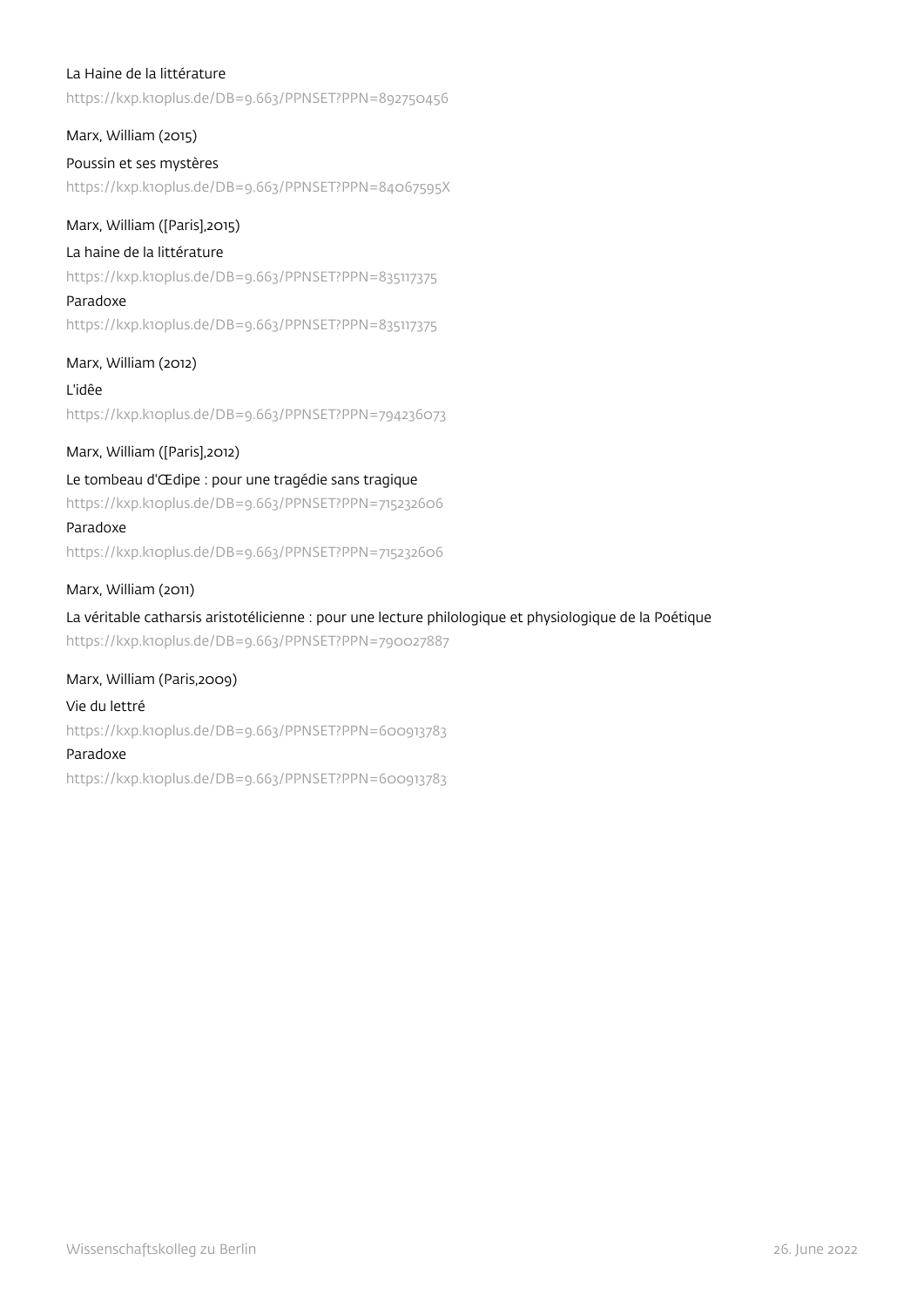La Haine de la littérature

https://kxp.k10plus.de/DB=9.663/PPNSET?PPN=892750456

Marx, William (2015)

Poussin et ses mystères

https://kxp.k10plus.de/DB=9.663/PPNSET?PPN=84067595X

Marx, William ([Paris],2015)

La haine de la littérature

https://kxp.k10plus.de/DB=9.663/PPNSET?PPN=835117375

Paradoxe

https://kxp.k10plus.de/DB=9.663/PPNSET?PPN=835117375

Marx, William (2012)

L'idée

https://kxp.k10plus.de/DB=9.663/PPNSET?PPN=794236073

Marx, William ([Paris],2012)

Le tombeau d'Œdipe : pour une tragédie sans tragique

https://kxp.k10plus.de/DB=9.663/PPNSET?PPN=715232606

Paradoxe

https://kxp.k10plus.de/DB=9.663/PPNSET?PPN=715232606

Marx, William (2011)

La véritable catharsis aristotélicienne : pour une lecture philologique et physiologique de la Poétique

https://kxp.k10plus.de/DB=9.663/PPNSET?PPN=790027887

Marx, William (Paris,2009)

Vie du lettré

https://kxp.k10plus.de/DB=9.663/PPNSET?PPN=600913783

Paradoxe

https://kxp.k10plus.de/DB=9.663/PPNSET?PPN=600913783